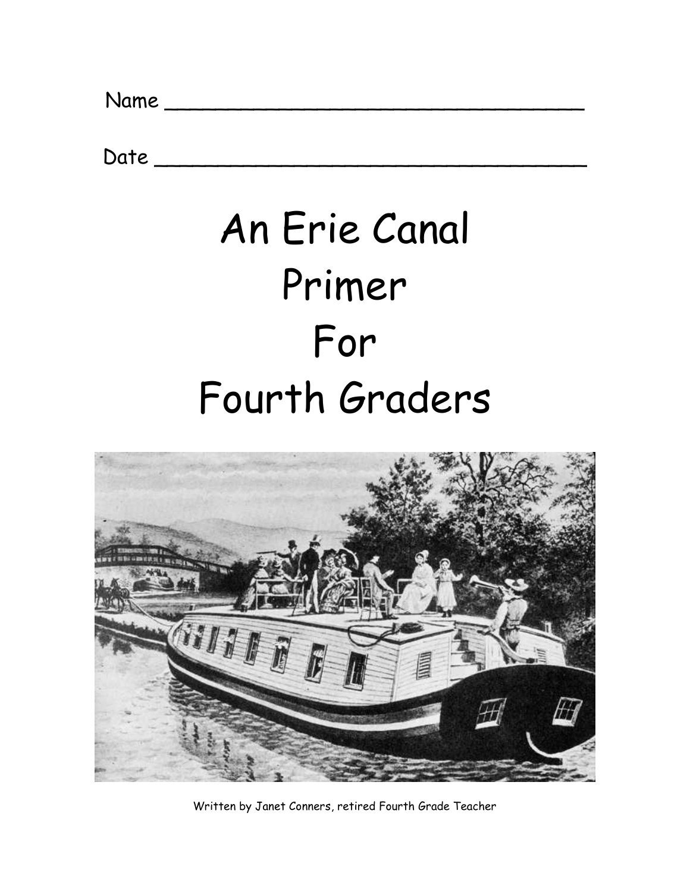Name ______________________________

Date ______________________________

# An Erie Canal Primer For Fourth Graders

Written by Janet Conners, retired Fourth Grade Teacher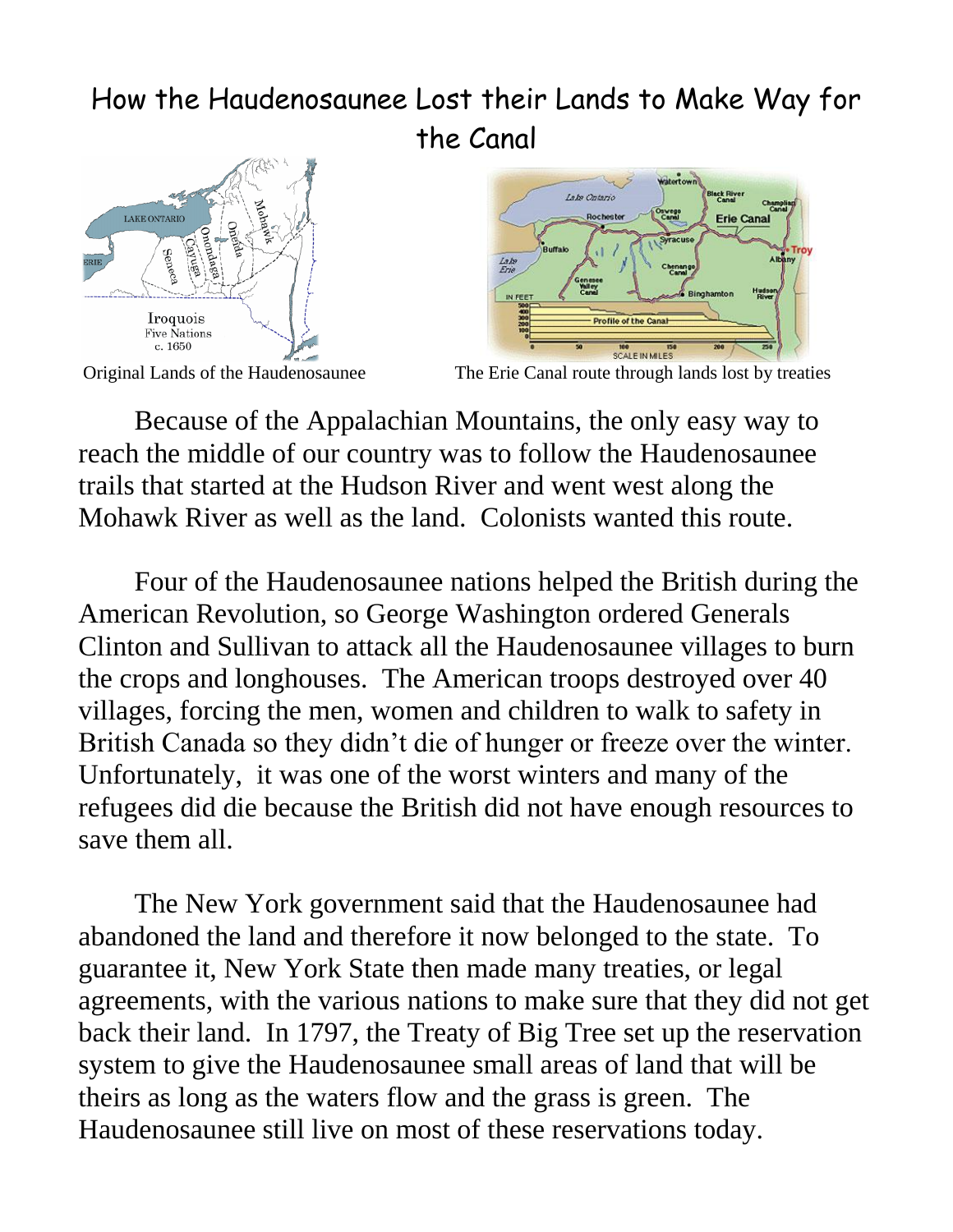# How the Haudenosaunee Lost their Lands to Make Way for the Canal

Original Lands of the Haudenosaunee

The Erie Canal route through lands lost by treaties

Because of the Appalachian Mountains, the only easy way to reach the middle of our country was to follow the Haudenosaunee trails that started at the Hudson River and went west along the Mohawk River as well as the land. Colonists wanted this route.

Four of the Haudenosaunee nations helped the British during the American Revolution, so George Washington ordered Generals Clinton and Sullivan to attack all the Haudenosaunee villages to burn the crops and longhouses. The American troops destroyed over 40 villages, forcing the men, women and children to walk to safety in British Canada so they didn't die of hunger or freeze over the winter. Unfortunately, it was one of the worst winters and many of the refugees did die because the British did not have enough resources to save them all.

The New York government said that the Haudenosaunee had abandoned the land and therefore it now belonged to the state. To guarantee it, New York State then made many treaties, or legal agreements, with the various nations to make sure that they did not get back their land. In 1797, the Treaty of Big Tree set up the reservation system to give the Haudenosaunee small areas of land that will be theirs as long as the waters flow and the grass is green. The Haudenosaunee still live on most of these reservations today.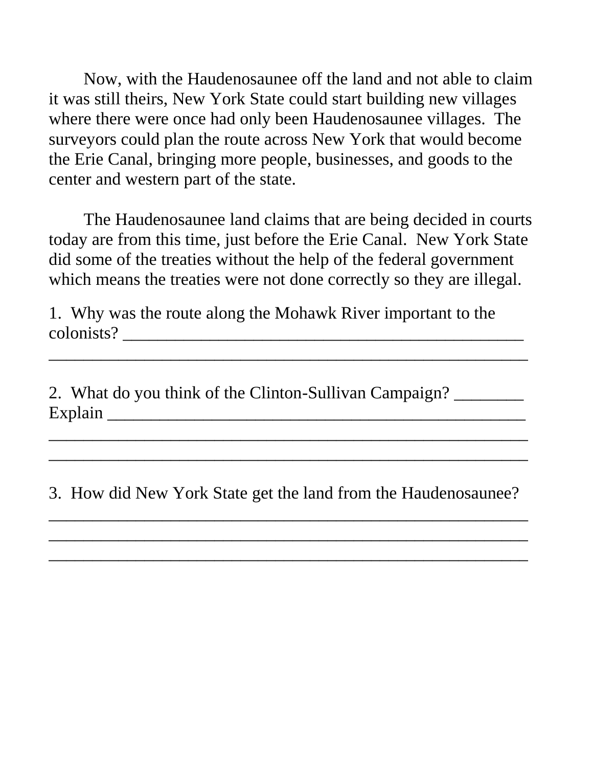Now, with the Haudenosaunee off the land and not able to claim it was still theirs, New York State could start building new villages where there were once had only been Haudenosaunee villages. The surveyors could plan the route across New York that would become the Erie Canal, bringing more people, businesses, and goods to the center and western part of the state.

The Haudenosaunee land claims that are being decided in courts today are from this time, just before the Erie Canal. New York State did some of the treaties without the help of the federal government which means the treaties were not done correctly so they are illegal.

1. Why was the route along the Mohawk River important to the colonists? ______________________________________________
_______________________________________________________

2. What do you think of the Clinton-Sullivan Campaign? ________
Explain _________________________________________________
_______________________________________________________
_______________________________________________________

3. How did New York State get the land from the Haudenosaunee?
_______________________________________________________
_______________________________________________________
_______________________________________________________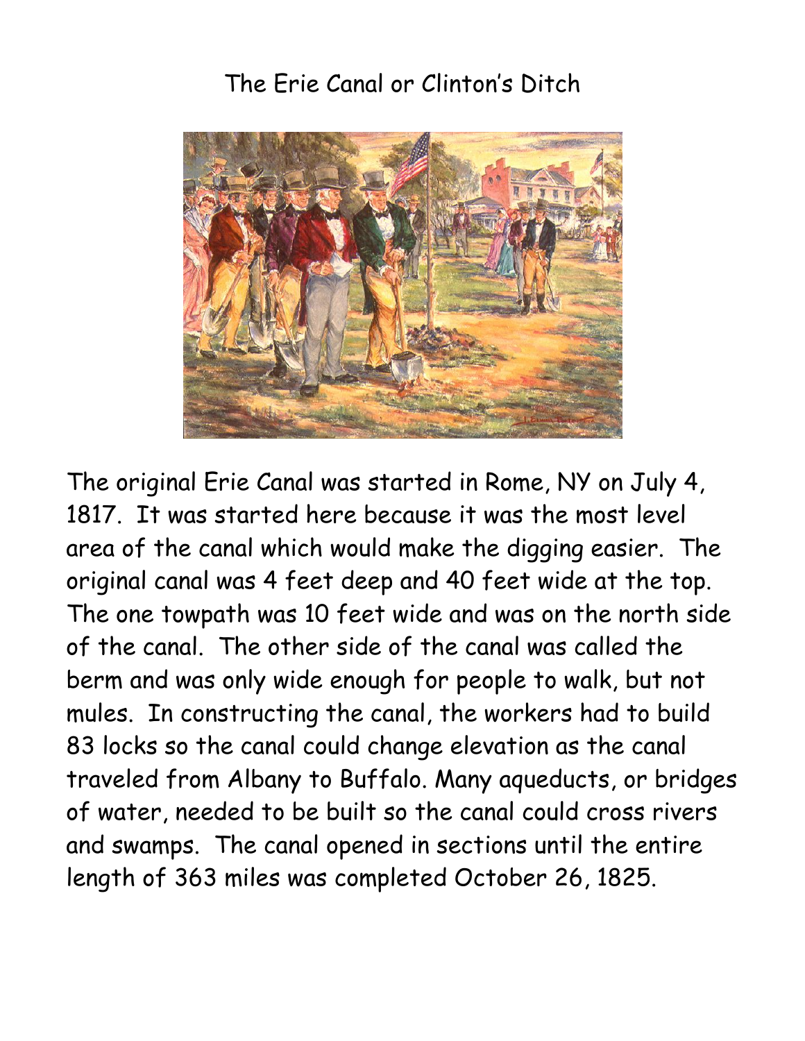# The Erie Canal or Clinton's Ditch

The original Erie Canal was started in Rome, NY on July 4, 1817. It was started here because it was the most level area of the canal which would make the digging easier. The original canal was 4 feet deep and 40 feet wide at the top. The one towpath was 10 feet wide and was on the north side of the canal. The other side of the canal was called the berm and was only wide enough for people to walk, but not mules. In constructing the canal, the workers had to build 83 locks so the canal could change elevation as the canal traveled from Albany to Buffalo. Many aqueducts, or bridges of water, needed to be built so the canal could cross rivers and swamps. The canal opened in sections until the entire length of 363 miles was completed October 26, 1825.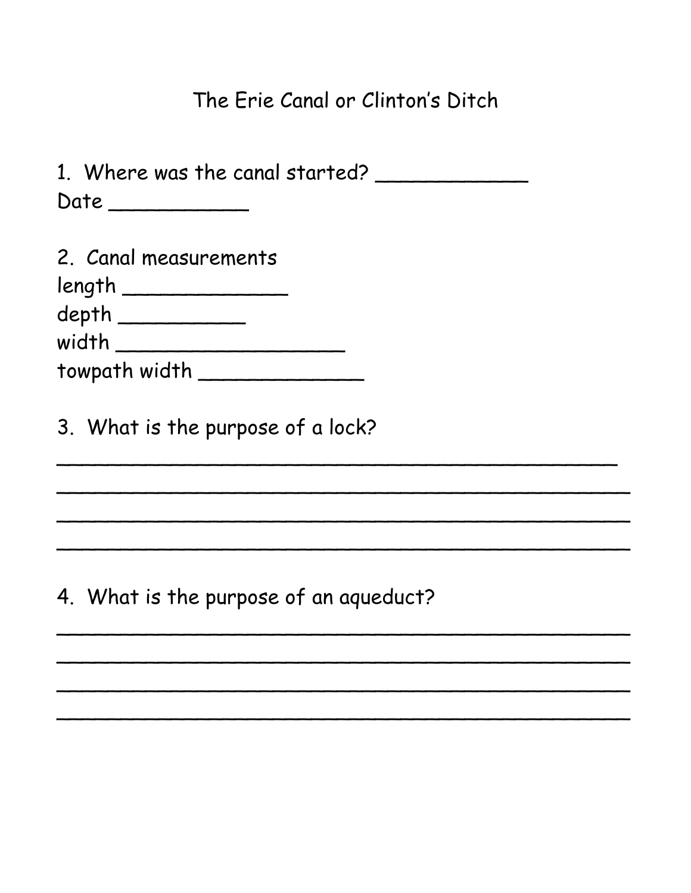# The Erie Canal or Clinton's Ditch

1. Where was the canal started? ____________
Date ___________

2. Canal measurements
length _____________
depth __________
width __________________
towpath width _____________

3. What is the purpose of a lock?

______________________________________________
______________________________________________
______________________________________________
______________________________________________

4. What is the purpose of an aqueduct?

______________________________________________
______________________________________________
______________________________________________
______________________________________________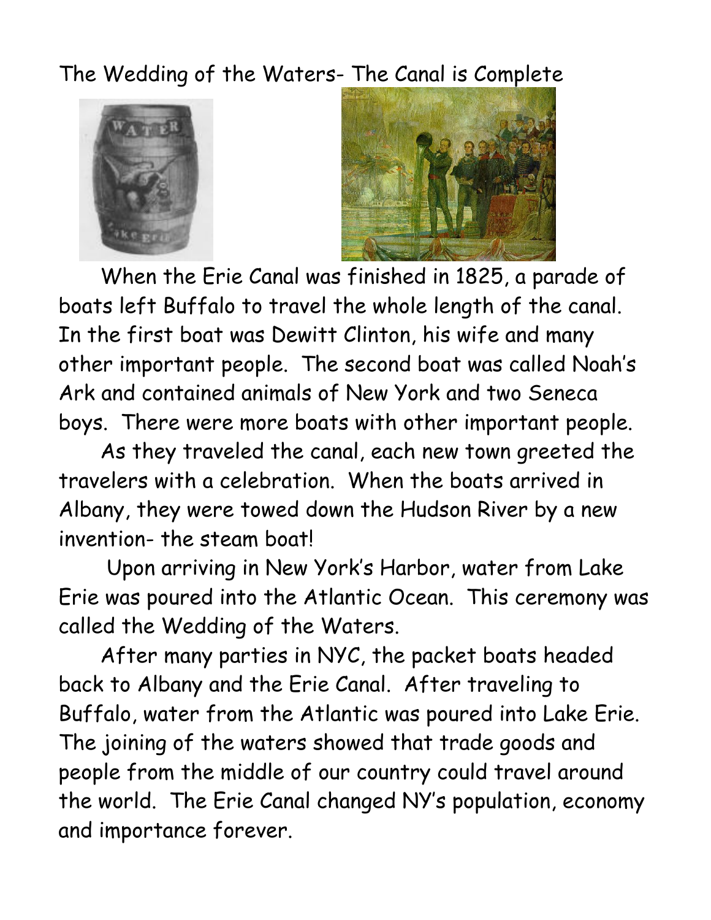# The Wedding of the Waters- The Canal is Complete

When the Erie Canal was finished in 1825, a parade of boats left Buffalo to travel the whole length of the canal. In the first boat was Dewitt Clinton, his wife and many other important people. The second boat was called Noah's Ark and contained animals of New York and two Seneca boys. There were more boats with other important people.

As they traveled the canal, each new town greeted the travelers with a celebration. When the boats arrived in Albany, they were towed down the Hudson River by a new invention- the steam boat!

Upon arriving in New York's Harbor, water from Lake Erie was poured into the Atlantic Ocean. This ceremony was called the Wedding of the Waters.

After many parties in NYC, the packet boats headed back to Albany and the Erie Canal. After traveling to Buffalo, water from the Atlantic was poured into Lake Erie. The joining of the waters showed that trade goods and people from the middle of our country could travel around the world. The Erie Canal changed NY's population, economy and importance forever.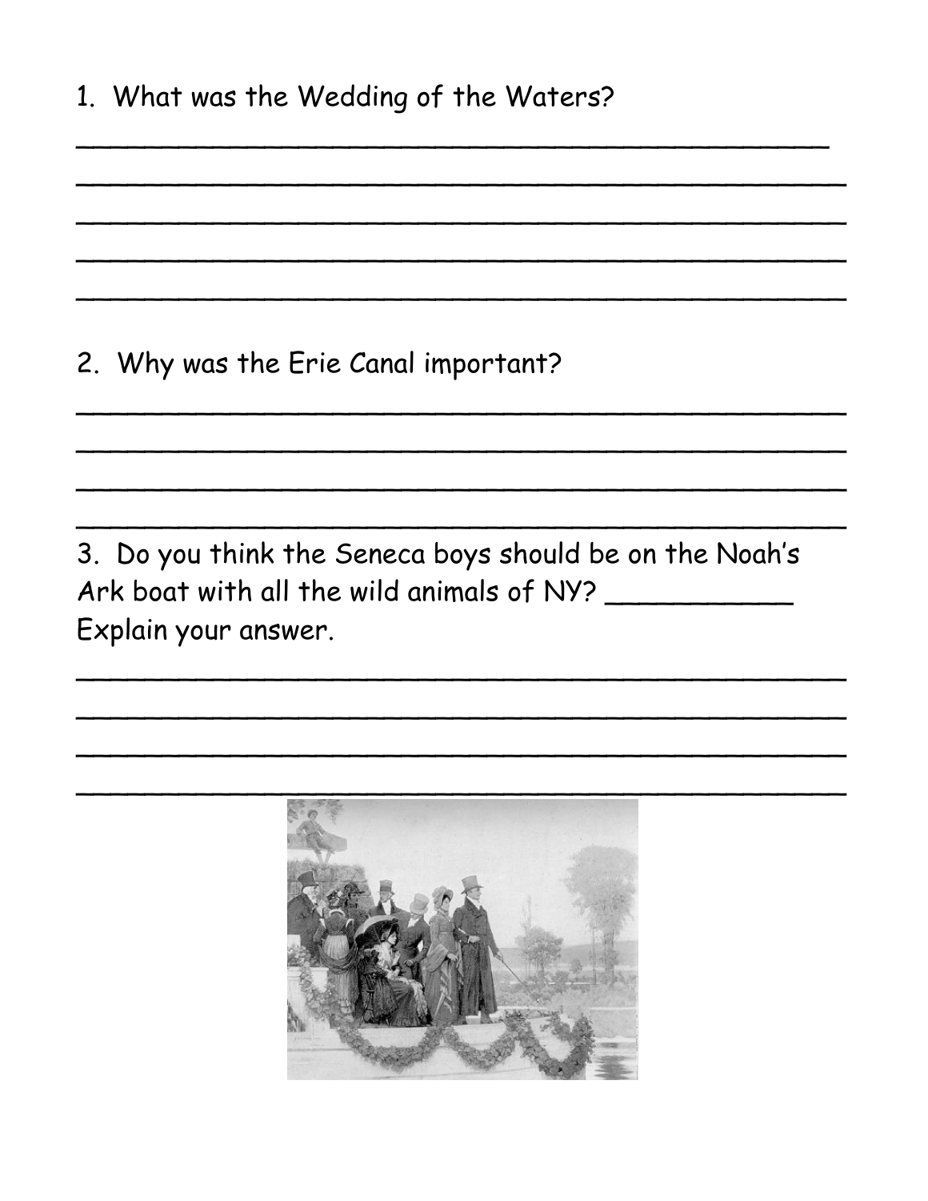1. What was the Wedding of the Waters?

_______________________________________________

_______________________________________________

_______________________________________________

_______________________________________________

_______________________________________________

2. Why was the Erie Canal important?

_______________________________________________

_______________________________________________

_______________________________________________

_______________________________________________

3. Do you think the Seneca boys should be on the Noah's Ark boat with all the wild animals of NY? ___________ Explain your answer.

_______________________________________________

_______________________________________________

_______________________________________________

_______________________________________________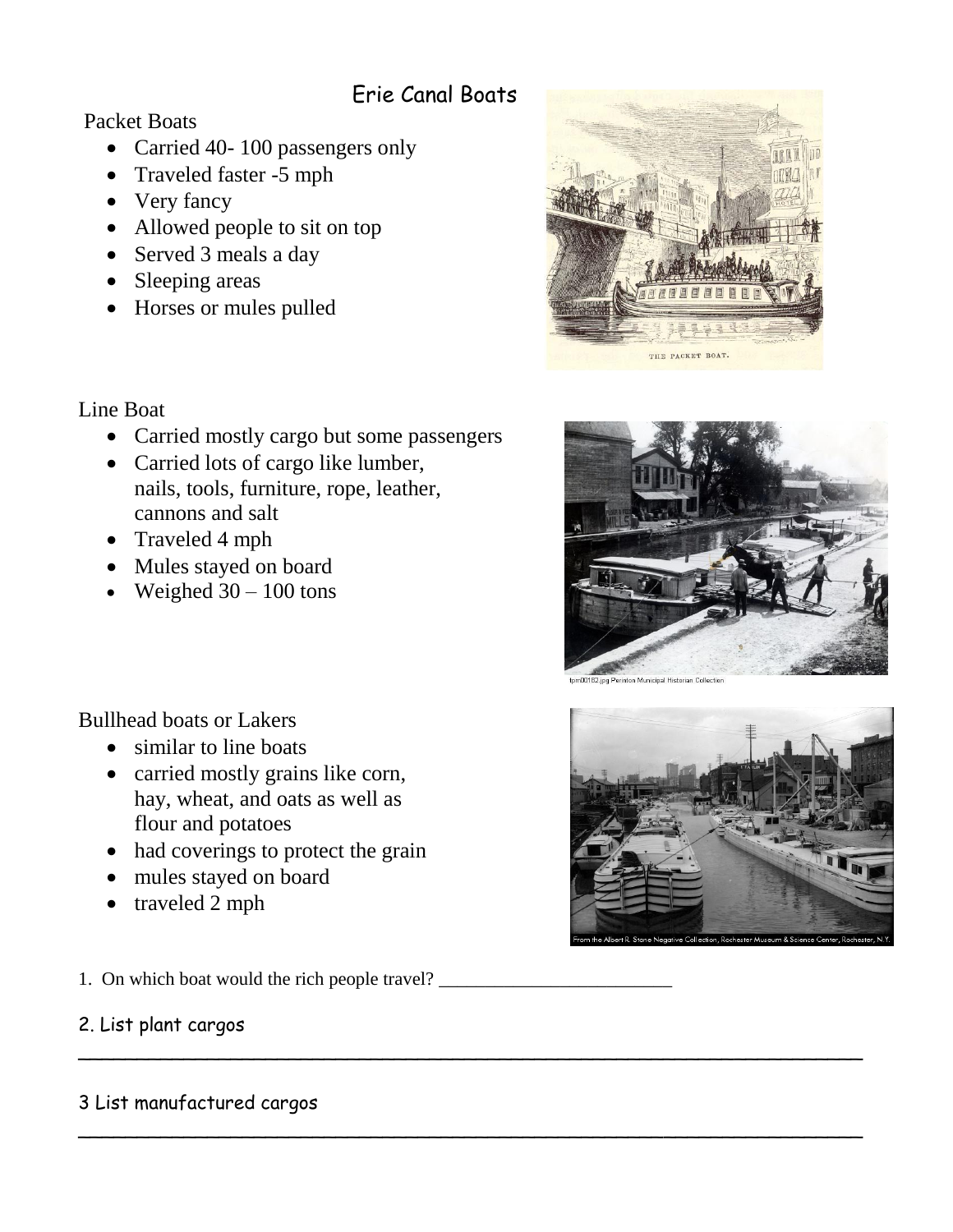# Erie Canal Boats

Packet Boats

- Carried 40- 100 passengers only
- Traveled faster -5 mph
- Very fancy
- Allowed people to sit on top
- Served 3 meals a day
- Sleeping areas
- Horses or mules pulled

THE PACKET BOAT.

Line Boat

- Carried mostly cargo but some passengers
- Carried lots of cargo like lumber, nails, tools, furniture, rope, leather, cannons and salt
- Traveled 4 mph
- Mules stayed on board
- Weighed 30 – 100 tons

fpm00182.jpg Perinton Municipal Historian Collection

Bullhead boats or Lakers

- similar to line boats
- carried mostly grains like corn, hay, wheat, and oats as well as flour and potatoes
- had coverings to protect the grain
- mules stayed on board
- traveled 2 mph

From the Albert R. Stone Negative Collection, Rochester Museum & Science Center, Rochester, N.Y.

1. On which boat would the rich people travel? ________________________

2. List plant cargos

_______________________________________________________________

3 List manufactured cargos

_______________________________________________________________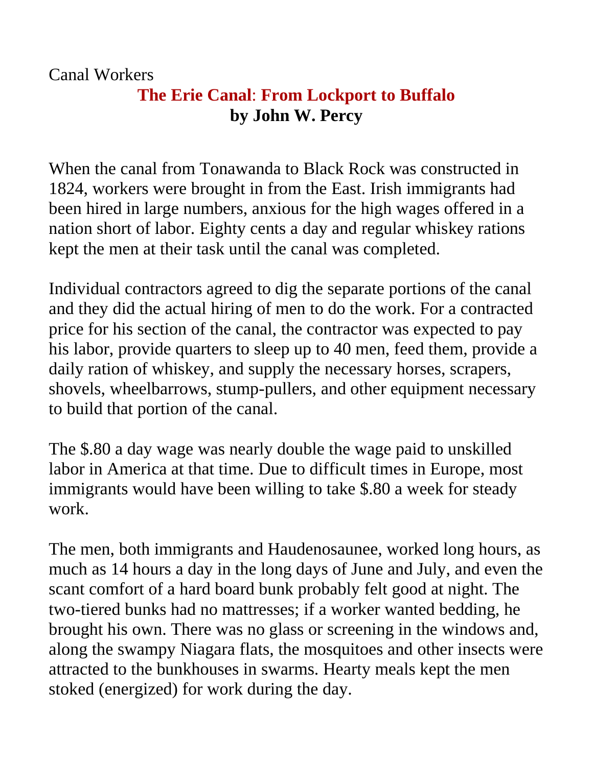Canal Workers

## The Erie Canal: From Lockport to Buffalo

**by John W. Percy**

When the canal from Tonawanda to Black Rock was constructed in 1824, workers were brought in from the East. Irish immigrants had been hired in large numbers, anxious for the high wages offered in a nation short of labor. Eighty cents a day and regular whiskey rations kept the men at their task until the canal was completed.

Individual contractors agreed to dig the separate portions of the canal and they did the actual hiring of men to do the work. For a contracted price for his section of the canal, the contractor was expected to pay his labor, provide quarters to sleep up to 40 men, feed them, provide a daily ration of whiskey, and supply the necessary horses, scrapers, shovels, wheelbarrows, stump-pullers, and other equipment necessary to build that portion of the canal.

The $.80 a day wage was nearly double the wage paid to unskilled labor in America at that time. Due to difficult times in Europe, most immigrants would have been willing to take $.80 a week for steady work.

The men, both immigrants and Haudenosaunee, worked long hours, as much as 14 hours a day in the long days of June and July, and even the scant comfort of a hard board bunk probably felt good at night. The two-tiered bunks had no mattresses; if a worker wanted bedding, he brought his own. There was no glass or screening in the windows and, along the swampy Niagara flats, the mosquitoes and other insects were attracted to the bunkhouses in swarms. Hearty meals kept the men stoked (energized) for work during the day.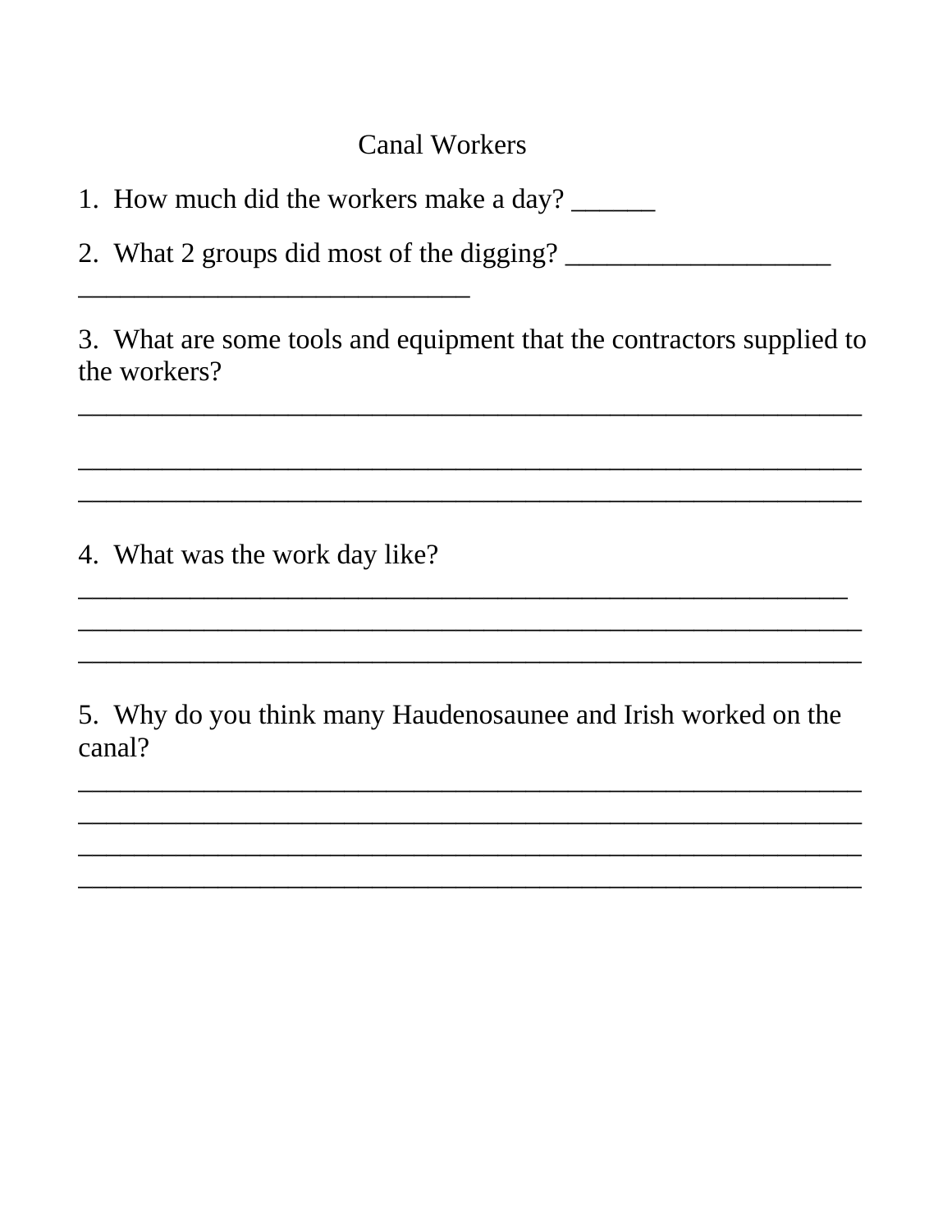# Canal Workers

1. How much did the workers make a day? ______

2. What 2 groups did most of the digging? ___________________ ____________________________

3. What are some tools and equipment that the contractors supplied to the workers?
________________________________________________________
________________________________________________________
________________________________________________________

4. What was the work day like?
_______________________________________________________
________________________________________________________
________________________________________________________

5. Why do you think many Haudenosaunee and Irish worked on the canal?
________________________________________________________
________________________________________________________
________________________________________________________
________________________________________________________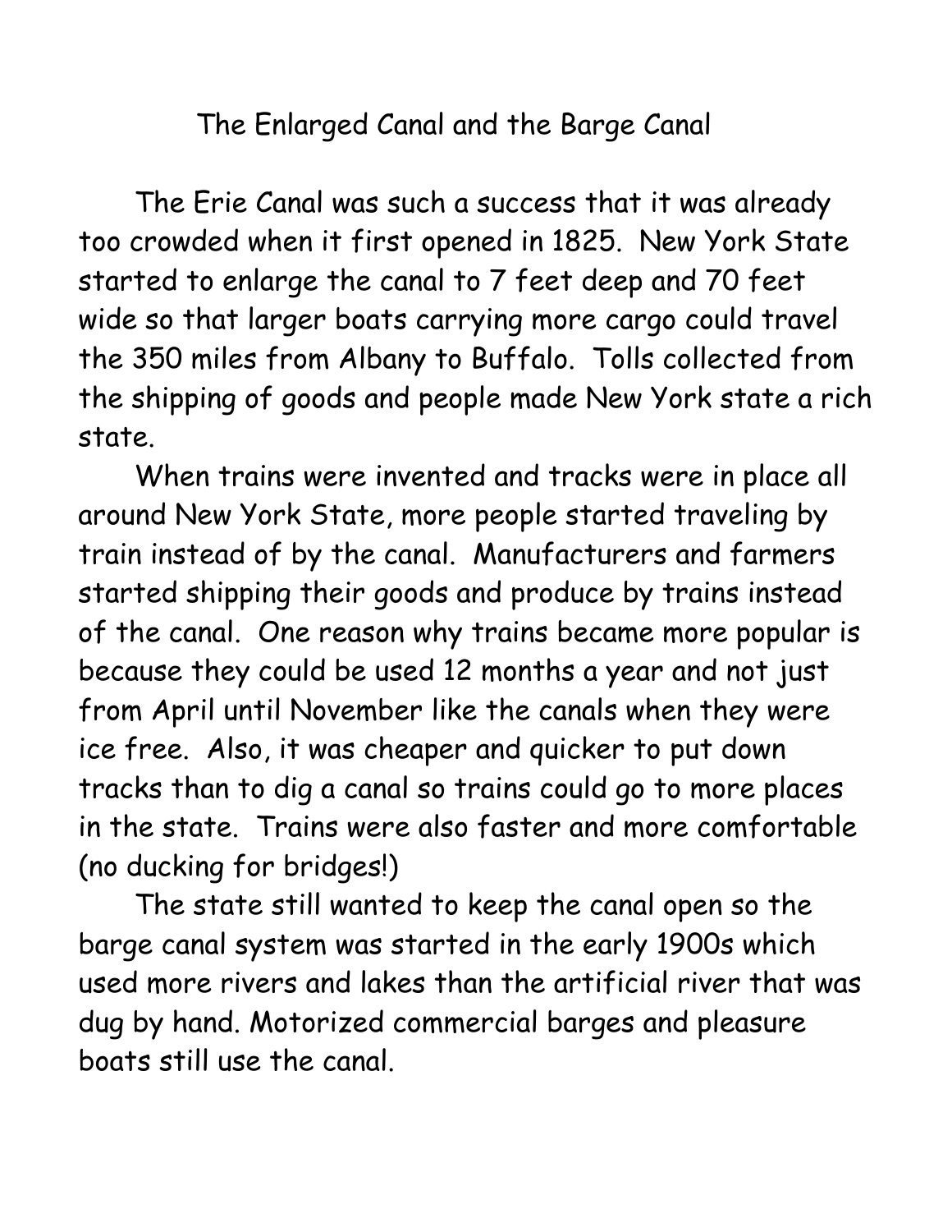# The Enlarged Canal and the Barge Canal

The Erie Canal was such a success that it was already too crowded when it first opened in 1825. New York State started to enlarge the canal to 7 feet deep and 70 feet wide so that larger boats carrying more cargo could travel the 350 miles from Albany to Buffalo. Tolls collected from the shipping of goods and people made New York state a rich state.

When trains were invented and tracks were in place all around New York State, more people started traveling by train instead of by the canal. Manufacturers and farmers started shipping their goods and produce by trains instead of the canal. One reason why trains became more popular is because they could be used 12 months a year and not just from April until November like the canals when they were ice free. Also, it was cheaper and quicker to put down tracks than to dig a canal so trains could go to more places in the state. Trains were also faster and more comfortable (no ducking for bridges!)

The state still wanted to keep the canal open so the barge canal system was started in the early 1900s which used more rivers and lakes than the artificial river that was dug by hand. Motorized commercial barges and pleasure boats still use the canal.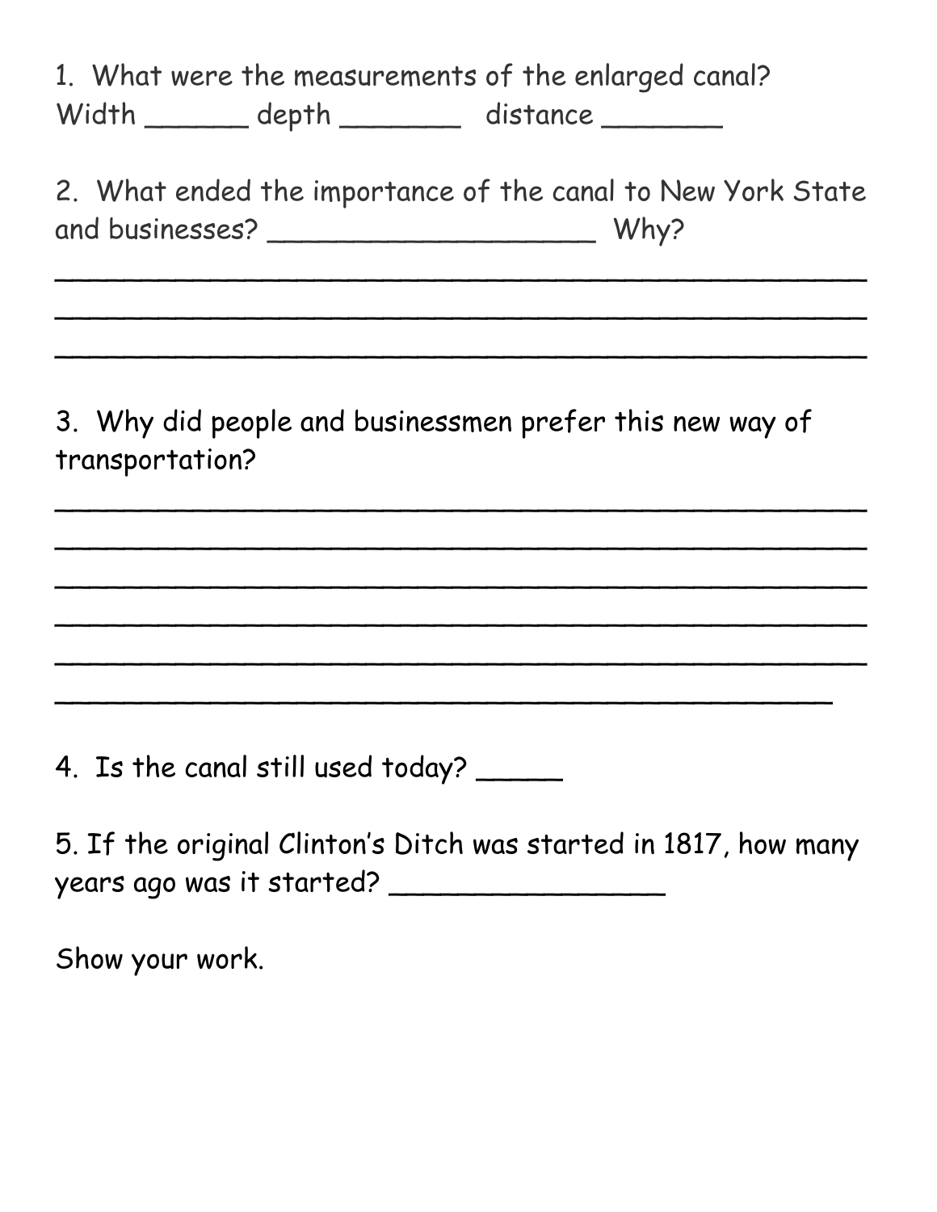1. What were the measurements of the enlarged canal?
Width ______ depth _______ distance _______

2. What ended the importance of the canal to New York State and businesses? ____________________ Why?

_______________________________________________
_______________________________________________
_______________________________________________

3. Why did people and businessmen prefer this new way of transportation?

_______________________________________________
_______________________________________________
_______________________________________________
_______________________________________________
_______________________________________________
_______________________________________________

4. Is the canal still used today? _____

5. If the original Clinton's Ditch was started in 1817, how many years ago was it started? ________________

Show your work.